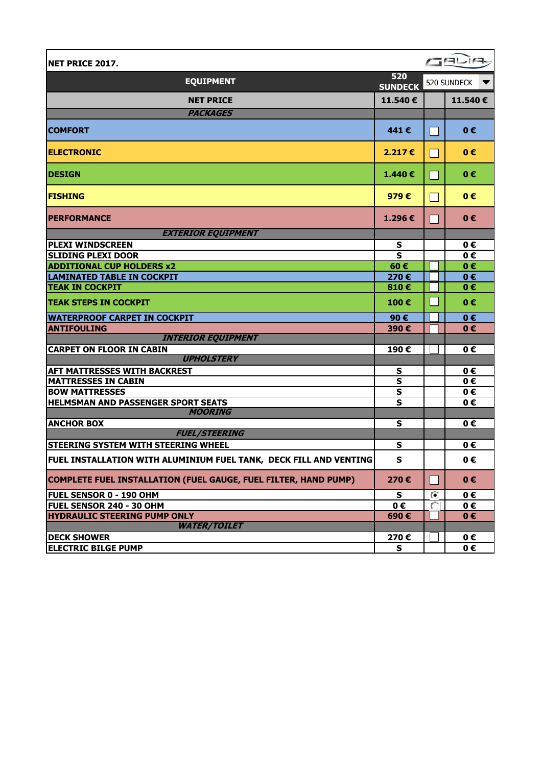**NET PRICE 2017.**

| EQUIPMENT | 520 SUNDECK | 520 SUNDECK | |
|---|---|---|---|
| NET PRICE | 11.540 € | | 11.540 € |
| *PACKAGES* | | | |
| COMFORT | 441 € | ☐ | 0 € |
| ELECTRONIC | 2.217 € | ☐ | 0 € |
| DESIGN | 1.440 € | ☐ | 0 € |
| FISHING | 979 € | ☐ | 0 € |
| PERFORMANCE | 1.296 € | ☐ | 0 € |
| *EXTERIOR EQUIPMENT* | | | |
| PLEXI WINDSCREEN | S | | 0 € |
| SLIDING PLEXI DOOR | S | | 0 € |
| ADDITIONAL CUP HOLDERS x2 | 60 € | ☐ | 0 € |
| LAMINATED TABLE IN COCKPIT | 270 € | ☐ | 0 € |
| TEAK IN COCKPIT | 810 € | ☐ | 0 € |
| TEAK STEPS IN COCKPIT | 100 € | ☐ | 0 € |
| WATERPROOF CARPET IN COCKPIT | 90 € | ☐ | 0 € |
| ANTIFOULING | 390 € | ☐ | 0 € |
| *INTERIOR EQUIPMENT* | | | |
| CARPET ON FLOOR IN CABIN | 190 € | ☐ | 0 € |
| *UPHOLSTERY* | | | |
| AFT MATTRESSES WITH BACKREST | S | | 0 € |
| MATTRESSES IN CABIN | S | | 0 € |
| BOW MATTRESSES | S | | 0 € |
| HELMSMAN AND PASSENGER SPORT SEATS | S | | 0 € |
| *MOORING* | | | |
| ANCHOR BOX | S | | 0 € |
| *FUEL/STEERING* | | | |
| STEERING SYSTEM WITH STEERING WHEEL | S | | 0 € |
| FUEL INSTALLATION WITH ALUMINIUM FUEL TANK, DECK FILL AND VENTING | S | | 0 € |
| COMPLETE FUEL INSTALLATION (FUEL GAUGE, FUEL FILTER, HAND PUMP) | 270 € | ☐ | 0 € |
| FUEL SENSOR 0 - 190 OHM | S | ◉ | 0 € |
| FUEL SENSOR 240 - 30 OHM | 0 € | ○ | 0 € |
| HYDRAULIC STEERING PUMP ONLY | 690 € | ☐ | 0 € |
| *WATER/TOILET* | | | |
| DECK SHOWER | 270 € | ☐ | 0 € |
| ELECTRIC BILGE PUMP | S | | 0 € |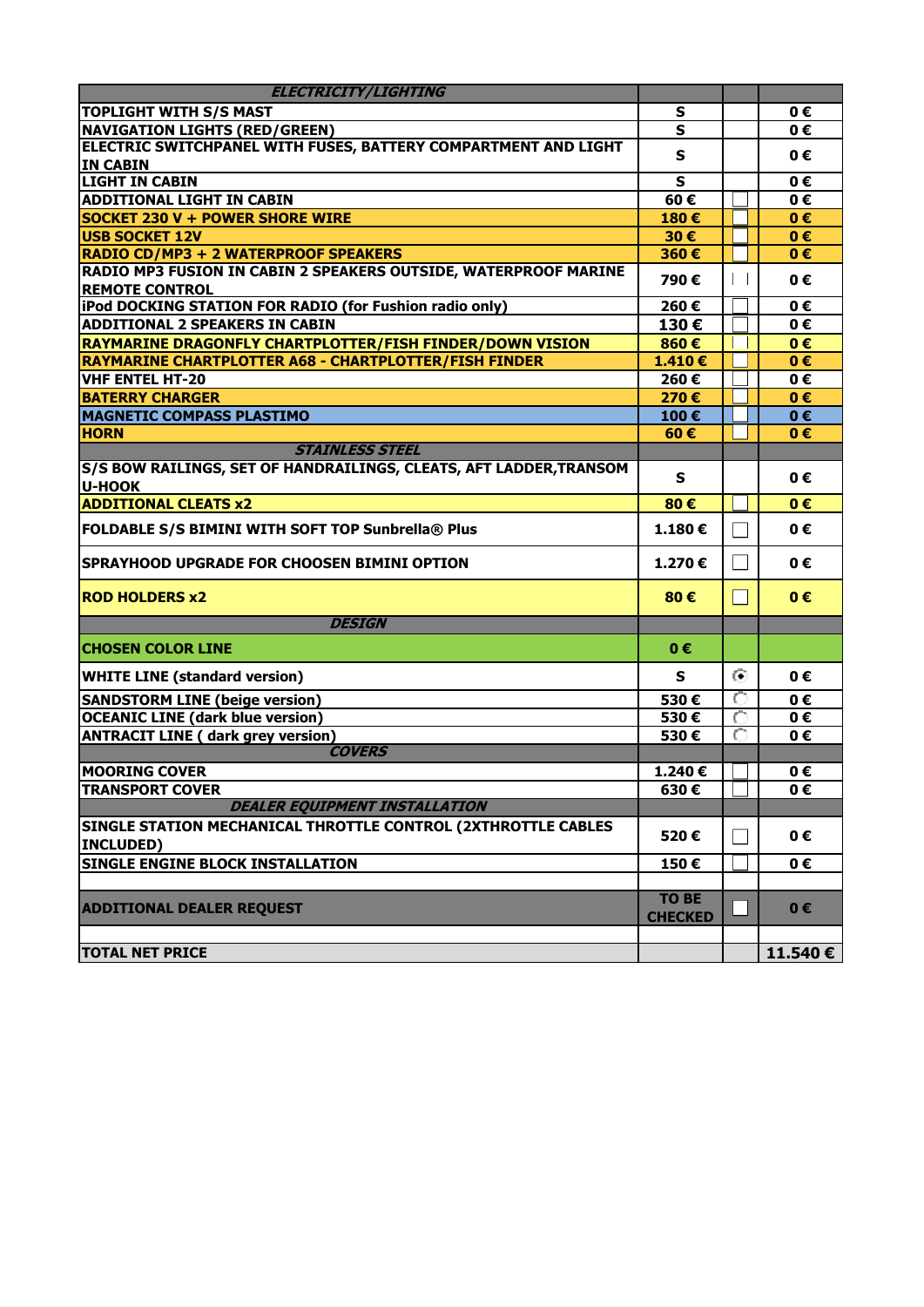| ELECTRICITY/LIGHTING | | | |
|---|---|---|---|
| TOPLIGHT WITH S/S MAST | S | | 0 € |
| NAVIGATION LIGHTS (RED/GREEN) | S | | 0 € |
| ELECTRIC SWITCHPANEL WITH FUSES, BATTERY COMPARTMENT AND LIGHT IN CABIN | S | | 0 € |
| LIGHT IN CABIN | S | | 0 € |
| ADDITIONAL LIGHT IN CABIN | 60 € | ☐ | 0 € |
| SOCKET 230 V + POWER SHORE WIRE | 180 € | ☐ | 0 € |
| USB SOCKET 12V | 30 € | ☐ | 0 € |
| RADIO CD/MP3 + 2 WATERPROOF SPEAKERS | 360 € | ☐ | 0 € |
| RADIO MP3 FUSION IN CABIN 2 SPEAKERS OUTSIDE, WATERPROOF MARINE REMOTE CONTROL | 790 € | ☐ | 0 € |
| iPod DOCKING STATION FOR RADIO (for Fushion radio only) | 260 € | ☐ | 0 € |
| ADDITIONAL 2 SPEAKERS IN CABIN | 130 € | ☐ | 0 € |
| RAYMARINE DRAGONFLY CHARTPLOTTER/FISH FINDER/DOWN VISION | 860 € | ☐ | 0 € |
| RAYMARINE CHARTPLOTTER A68 - CHARTPLOTTER/FISH FINDER | 1.410 € | ☐ | 0 € |
| VHF ENTEL HT-20 | 260 € | ☐ | 0 € |
| BATERRY CHARGER | 270 € | ☐ | 0 € |
| MAGNETIC COMPASS PLASTIMO | 100 € | ☐ | 0 € |
| HORN | 60 € | ☐ | 0 € |
| STAINLESS STEEL | | | |
| S/S BOW RAILINGS, SET OF HANDRAILINGS, CLEATS, AFT LADDER,TRANSOM U-HOOK | S | | 0 € |
| ADDITIONAL CLEATS x2 | 80 € | ☐ | 0 € |
| FOLDABLE S/S BIMINI WITH SOFT TOP Sunbrella® Plus | 1.180 € | ☐ | 0 € |
| SPRAYHOOD UPGRADE FOR CHOOSEN BIMINI OPTION | 1.270 € | ☐ | 0 € |
| ROD HOLDERS x2 | 80 € | ☐ | 0 € |
| DESIGN | | | |
| CHOSEN COLOR LINE | 0 € | | |
| WHITE LINE (standard version) | S | ◉ | 0 € |
| SANDSTORM LINE (beige version) | 530 € | ○ | 0 € |
| OCEANIC LINE (dark blue version) | 530 € | ○ | 0 € |
| ANTRACIT LINE ( dark grey version) | 530 € | ○ | 0 € |
| COVERS | | | |
| MOORING COVER | 1.240 € | ☐ | 0 € |
| TRANSPORT COVER | 630 € | ☐ | 0 € |
| DEALER EQUIPMENT INSTALLATION | | | |
| SINGLE STATION MECHANICAL THROTTLE CONTROL (2XTHROTTLE CABLES INCLUDED) | 520 € | ☐ | 0 € |
| SINGLE ENGINE BLOCK INSTALLATION | 150 € | ☐ | 0 € |
| | | | |
| ADDITIONAL DEALER REQUEST | TO BE CHECKED | ☐ | 0 € |
| | | | |
| TOTAL NET PRICE | | | 11.540 € |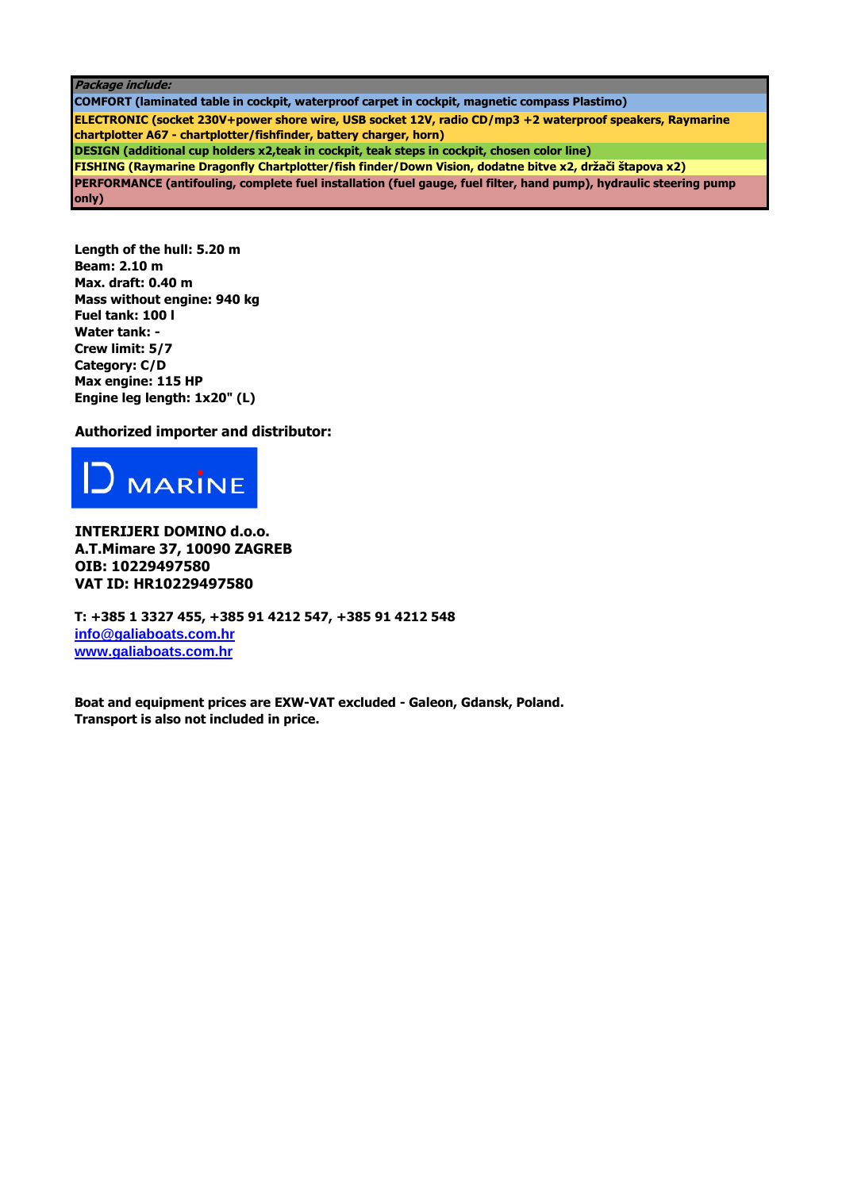| *Package include:* |
| --- |
| **COMFORT (laminated table in cockpit, waterproof carpet in cockpit, magnetic compass Plastimo)** |
| **ELECTRONIC (socket 230V+power shore wire, USB socket 12V, radio CD/mp3 +2 waterproof speakers, Raymarine chartplotter A67 - chartplotter/fishfinder, battery charger, horn)** |
| **DESIGN (additional cup holders x2,teak in cockpit, teak steps in cockpit, chosen color line)** |
| **FISHING (Raymarine Dragonfly Chartplotter/fish finder/Down Vision, dodatne bitve x2, držači štapova x2)** |
| **PERFORMANCE (antifouling, complete fuel installation (fuel gauge, fuel filter, hand pump), hydraulic steering pump only)** |

**Length of the hull: 5.20 m**
**Beam: 2.10 m**
**Max. draft: 0.40 m**
**Mass without engine: 940 kg**
**Fuel tank: 100 l**
**Water tank: -**
**Crew limit: 5/7**
**Category: C/D**
**Max engine: 115 HP**
**Engine leg length: 1x20" (L)**

**Authorized importer and distributor:**

D MARINE

**INTERIJERI DOMINO d.o.o.**
**A.T.Mimare 37, 10090 ZAGREB**
**OIB: 10229497580**
**VAT ID: HR10229497580**

**T: +385 1 3327 455, +385 91 4212 547, +385 91 4212 548**
info@galiaboats.com.hr
www.galiaboats.com.hr

**Boat and equipment prices are EXW-VAT excluded - Galeon, Gdansk, Poland.**
**Transport is also not included in price.**